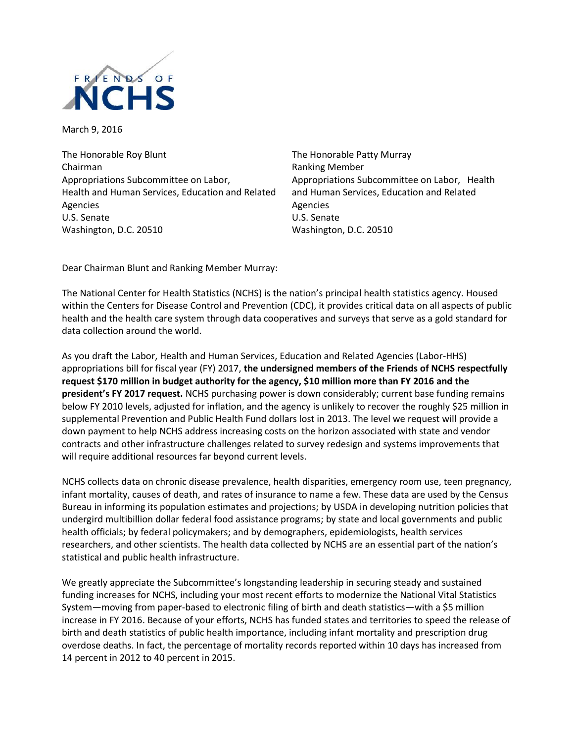FRIENDS OF NCHS

March 9, 2016

The Honorable Roy Blunt
Chairman
Appropriations Subcommittee on Labor, Health and Human Services, Education and Related Agencies
U.S. Senate
Washington, D.C. 20510

The Honorable Patty Murray
Ranking Member
Appropriations Subcommittee on Labor, Health and Human Services, Education and Related Agencies
U.S. Senate
Washington, D.C. 20510

Dear Chairman Blunt and Ranking Member Murray:

The National Center for Health Statistics (NCHS) is the nation's principal health statistics agency. Housed within the Centers for Disease Control and Prevention (CDC), it provides critical data on all aspects of public health and the health care system through data cooperatives and surveys that serve as a gold standard for data collection around the world.

As you draft the Labor, Health and Human Services, Education and Related Agencies (Labor-HHS) appropriations bill for fiscal year (FY) 2017, **the undersigned members of the Friends of NCHS respectfully request $170 million in budget authority for the agency, $10 million more than FY 2016 and the president's FY 2017 request.** NCHS purchasing power is down considerably; current base funding remains below FY 2010 levels, adjusted for inflation, and the agency is unlikely to recover the roughly $25 million in supplemental Prevention and Public Health Fund dollars lost in 2013. The level we request will provide a down payment to help NCHS address increasing costs on the horizon associated with state and vendor contracts and other infrastructure challenges related to survey redesign and systems improvements that will require additional resources far beyond current levels.

NCHS collects data on chronic disease prevalence, health disparities, emergency room use, teen pregnancy, infant mortality, causes of death, and rates of insurance to name a few. These data are used by the Census Bureau in informing its population estimates and projections; by USDA in developing nutrition policies that undergird multibillion dollar federal food assistance programs; by state and local governments and public health officials; by federal policymakers; and by demographers, epidemiologists, health services researchers, and other scientists. The health data collected by NCHS are an essential part of the nation's statistical and public health infrastructure.

We greatly appreciate the Subcommittee's longstanding leadership in securing steady and sustained funding increases for NCHS, including your most recent efforts to modernize the National Vital Statistics System—moving from paper-based to electronic filing of birth and death statistics—with a $5 million increase in FY 2016. Because of your efforts, NCHS has funded states and territories to speed the release of birth and death statistics of public health importance, including infant mortality and prescription drug overdose deaths. In fact, the percentage of mortality records reported within 10 days has increased from 14 percent in 2012 to 40 percent in 2015.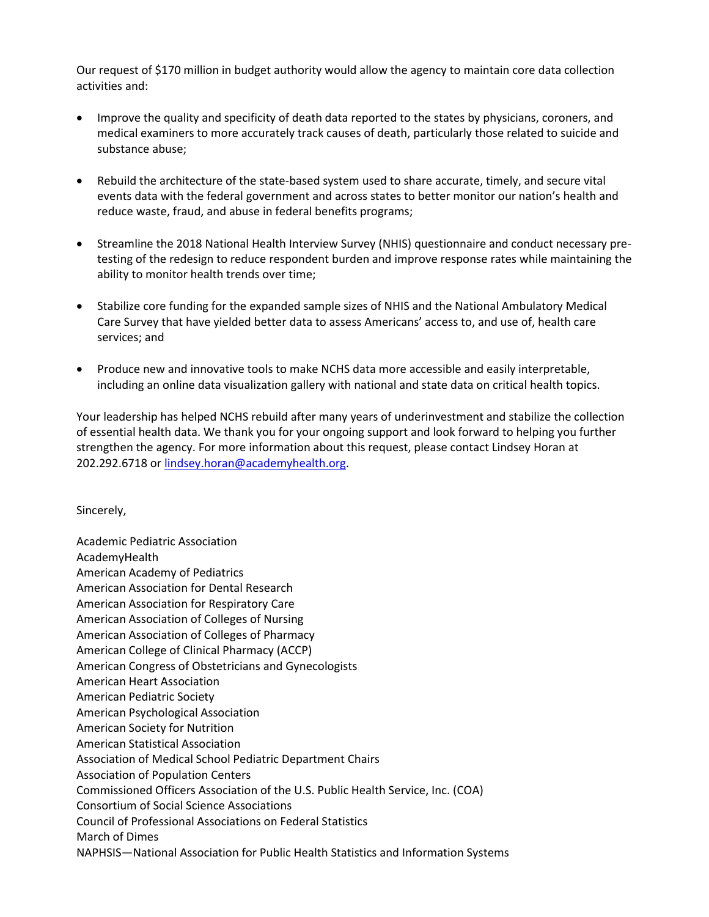Our request of $170 million in budget authority would allow the agency to maintain core data collection activities and:

- Improve the quality and specificity of death data reported to the states by physicians, coroners, and medical examiners to more accurately track causes of death, particularly those related to suicide and substance abuse;

- Rebuild the architecture of the state-based system used to share accurate, timely, and secure vital events data with the federal government and across states to better monitor our nation's health and reduce waste, fraud, and abuse in federal benefits programs;

- Streamline the 2018 National Health Interview Survey (NHIS) questionnaire and conduct necessary pre-testing of the redesign to reduce respondent burden and improve response rates while maintaining the ability to monitor health trends over time;

- Stabilize core funding for the expanded sample sizes of NHIS and the National Ambulatory Medical Care Survey that have yielded better data to assess Americans' access to, and use of, health care services; and

- Produce new and innovative tools to make NCHS data more accessible and easily interpretable, including an online data visualization gallery with national and state data on critical health topics.

Your leadership has helped NCHS rebuild after many years of underinvestment and stabilize the collection of essential health data. We thank you for your ongoing support and look forward to helping you further strengthen the agency. For more information about this request, please contact Lindsey Horan at 202.292.6718 or lindsey.horan@academyhealth.org.

Sincerely,

Academic Pediatric Association
AcademyHealth
American Academy of Pediatrics
American Association for Dental Research
American Association for Respiratory Care
American Association of Colleges of Nursing
American Association of Colleges of Pharmacy
American College of Clinical Pharmacy (ACCP)
American Congress of Obstetricians and Gynecologists
American Heart Association
American Pediatric Society
American Psychological Association
American Society for Nutrition
American Statistical Association
Association of Medical School Pediatric Department Chairs
Association of Population Centers
Commissioned Officers Association of the U.S. Public Health Service, Inc. (COA)
Consortium of Social Science Associations
Council of Professional Associations on Federal Statistics
March of Dimes
NAPHSIS—National Association for Public Health Statistics and Information Systems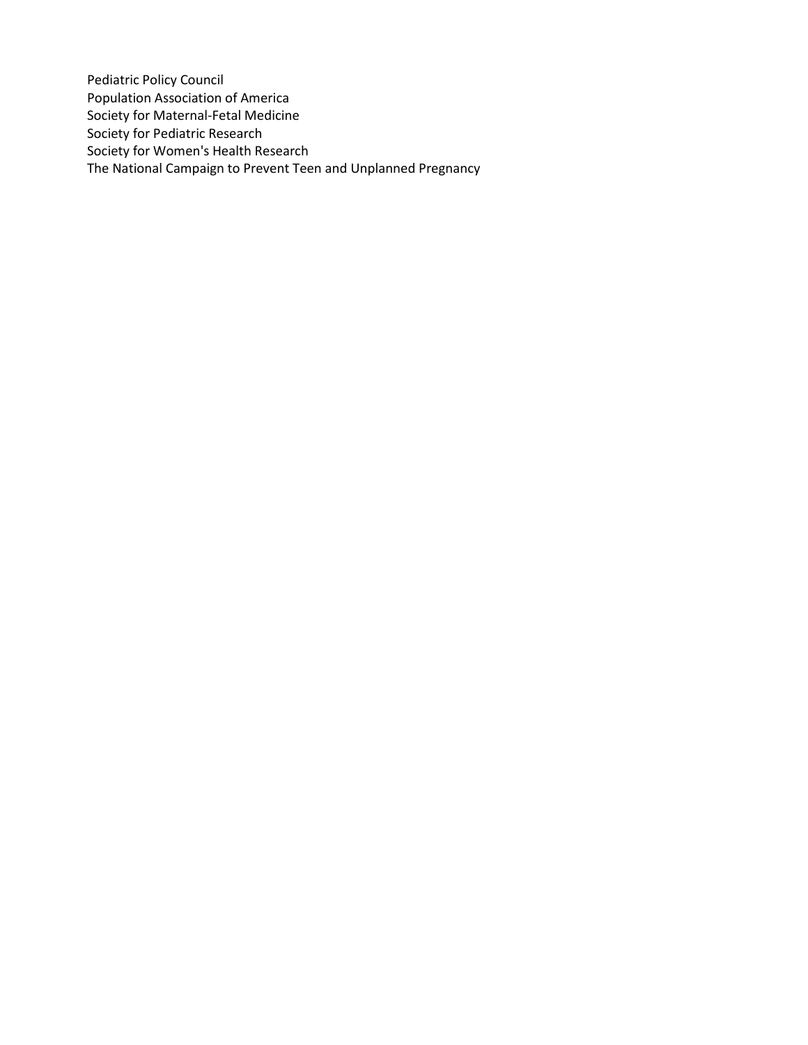Pediatric Policy Council
Population Association of America
Society for Maternal-Fetal Medicine
Society for Pediatric Research
Society for Women's Health Research
The National Campaign to Prevent Teen and Unplanned Pregnancy